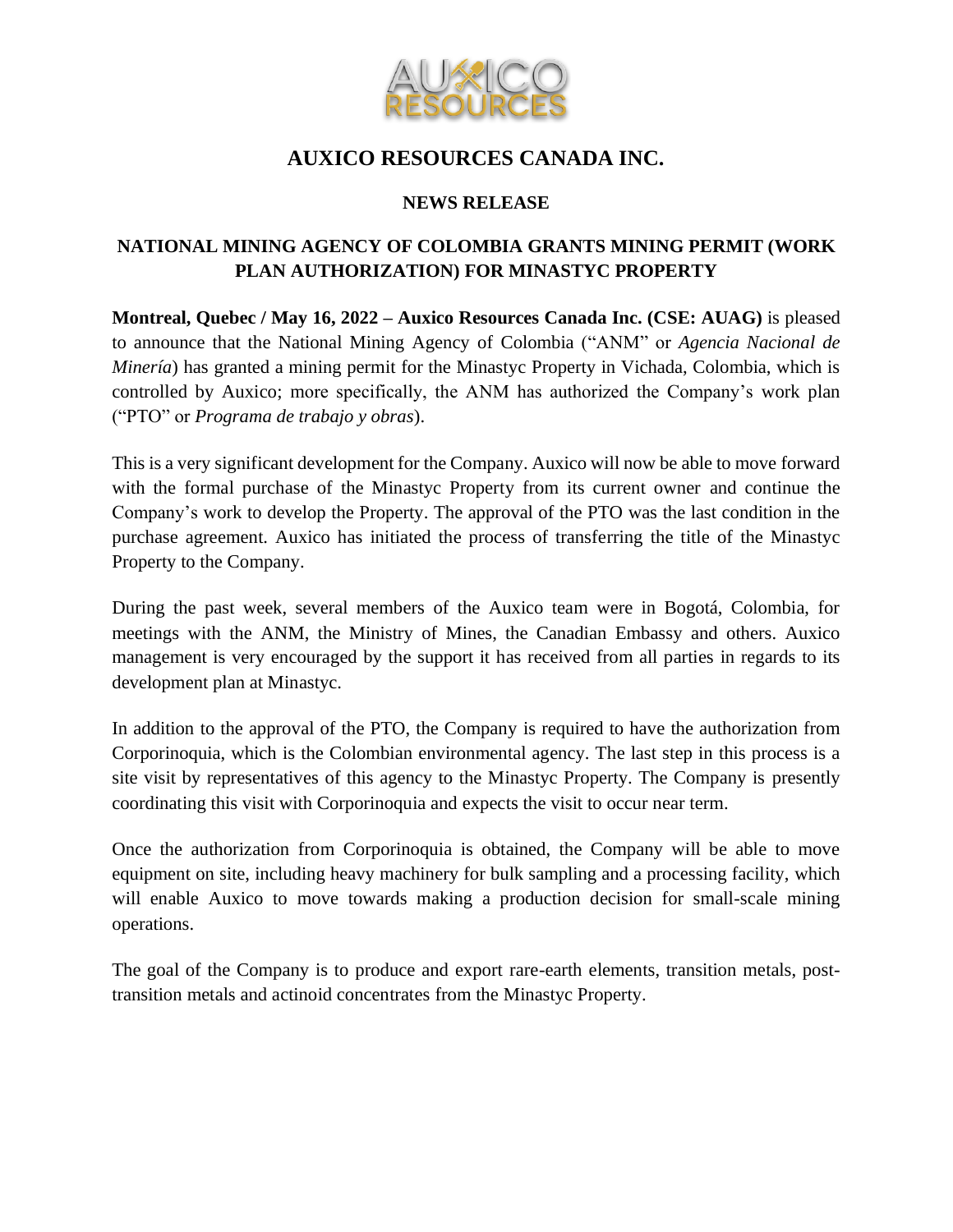# AUXICO RESOURCES CANADA INC.

## NEWS RELEASE

## NATIONAL MINING AGENCY OF COLOMBIA GRANTS MINING PERMIT (WORK PLAN AUTHORIZATION) FOR MINASTYC PROPERTY

**Montreal, Quebec / May 16, 2022 – Auxico Resources Canada Inc. (CSE: AUAG)** is pleased to announce that the National Mining Agency of Colombia ("ANM" or *Agencia Nacional de Minería*) has granted a mining permit for the Minastyc Property in Vichada, Colombia, which is controlled by Auxico; more specifically, the ANM has authorized the Company's work plan ("PTO" or *Programa de trabajo y obras*).

This is a very significant development for the Company. Auxico will now be able to move forward with the formal purchase of the Minastyc Property from its current owner and continue the Company's work to develop the Property. The approval of the PTO was the last condition in the purchase agreement. Auxico has initiated the process of transferring the title of the Minastyc Property to the Company.

During the past week, several members of the Auxico team were in Bogotá, Colombia, for meetings with the ANM, the Ministry of Mines, the Canadian Embassy and others. Auxico management is very encouraged by the support it has received from all parties in regards to its development plan at Minastyc.

In addition to the approval of the PTO, the Company is required to have the authorization from Corporinoquia, which is the Colombian environmental agency. The last step in this process is a site visit by representatives of this agency to the Minastyc Property. The Company is presently coordinating this visit with Corporinoquia and expects the visit to occur near term.

Once the authorization from Corporinoquia is obtained, the Company will be able to move equipment on site, including heavy machinery for bulk sampling and a processing facility, which will enable Auxico to move towards making a production decision for small-scale mining operations.

The goal of the Company is to produce and export rare-earth elements, transition metals, post-transition metals and actinoid concentrates from the Minastyc Property.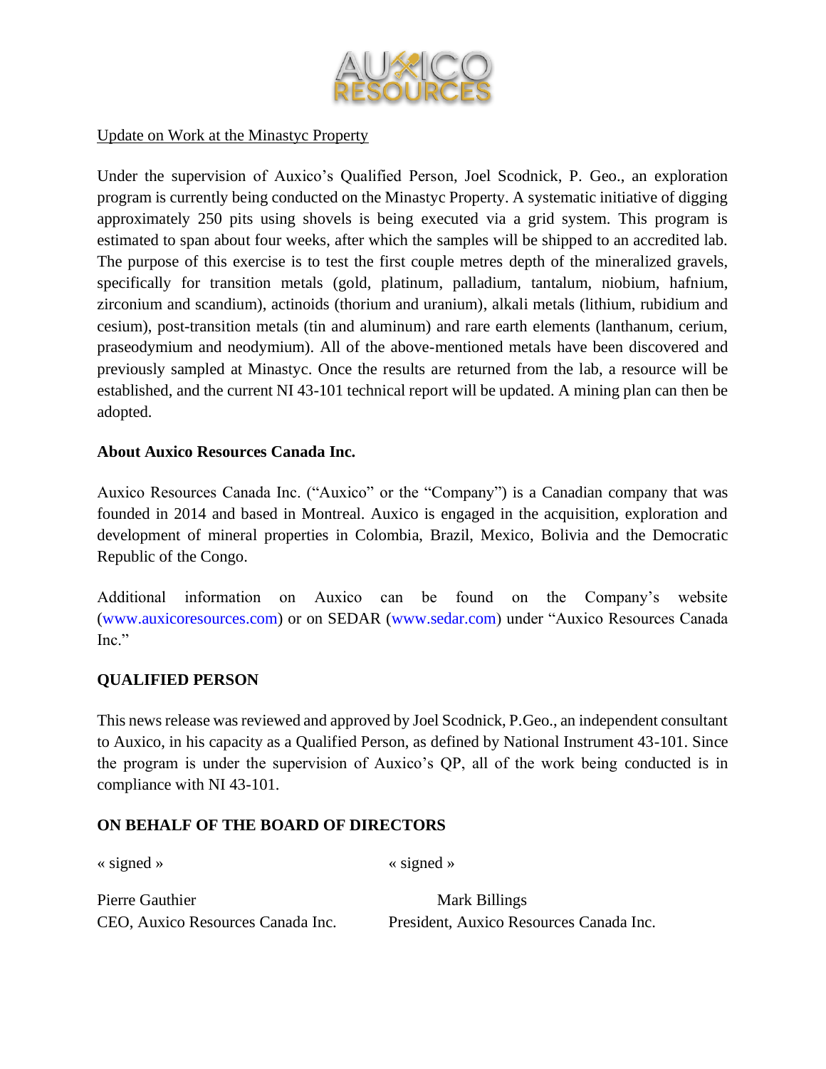Update on Work at the Minastyc Property

Under the supervision of Auxico's Qualified Person, Joel Scodnick, P. Geo., an exploration program is currently being conducted on the Minastyc Property. A systematic initiative of digging approximately 250 pits using shovels is being executed via a grid system. This program is estimated to span about four weeks, after which the samples will be shipped to an accredited lab. The purpose of this exercise is to test the first couple metres depth of the mineralized gravels, specifically for transition metals (gold, platinum, palladium, tantalum, niobium, hafnium, zirconium and scandium), actinoids (thorium and uranium), alkali metals (lithium, rubidium and cesium), post-transition metals (tin and aluminum) and rare earth elements (lanthanum, cerium, praseodymium and neodymium). All of the above-mentioned metals have been discovered and previously sampled at Minastyc. Once the results are returned from the lab, a resource will be established, and the current NI 43-101 technical report will be updated. A mining plan can then be adopted.

**About Auxico Resources Canada Inc.**

Auxico Resources Canada Inc. ("Auxico" or the "Company") is a Canadian company that was founded in 2014 and based in Montreal. Auxico is engaged in the acquisition, exploration and development of mineral properties in Colombia, Brazil, Mexico, Bolivia and the Democratic Republic of the Congo.

Additional information on Auxico can be found on the Company's website (www.auxicoresources.com) or on SEDAR (www.sedar.com) under "Auxico Resources Canada Inc."

**QUALIFIED PERSON**

This news release was reviewed and approved by Joel Scodnick, P.Geo., an independent consultant to Auxico, in his capacity as a Qualified Person, as defined by National Instrument 43-101. Since the program is under the supervision of Auxico's QP, all of the work being conducted is in compliance with NI 43-101.

**ON BEHALF OF THE BOARD OF DIRECTORS**

« signed »

Pierre Gauthier
CEO, Auxico Resources Canada Inc.

« signed »

Mark Billings
President, Auxico Resources Canada Inc.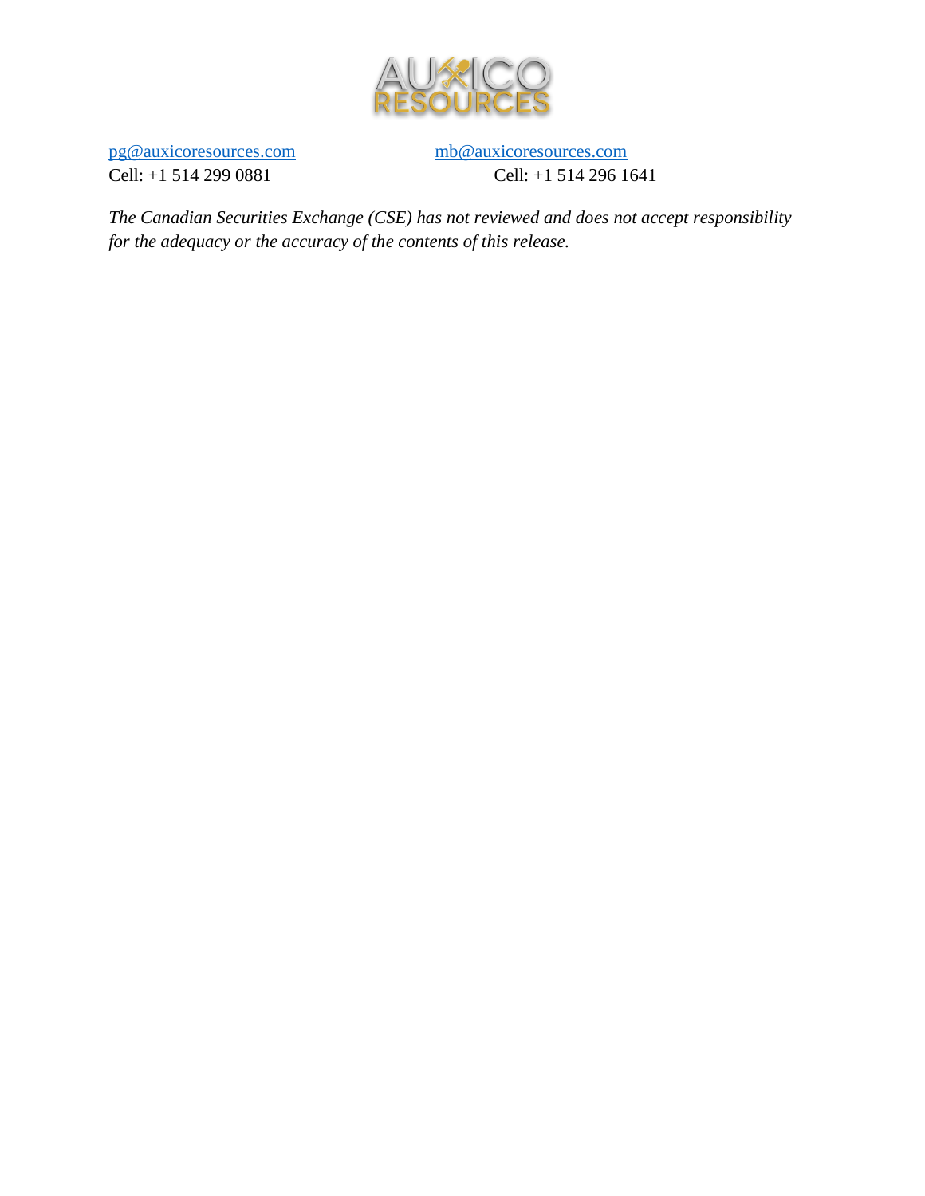pg@auxicoresources.com
Cell: +1 514 299 0881

mb@auxicoresources.com
Cell: +1 514 296 1641

*The Canadian Securities Exchange (CSE) has not reviewed and does not accept responsibility for the adequacy or the accuracy of the contents of this release.*